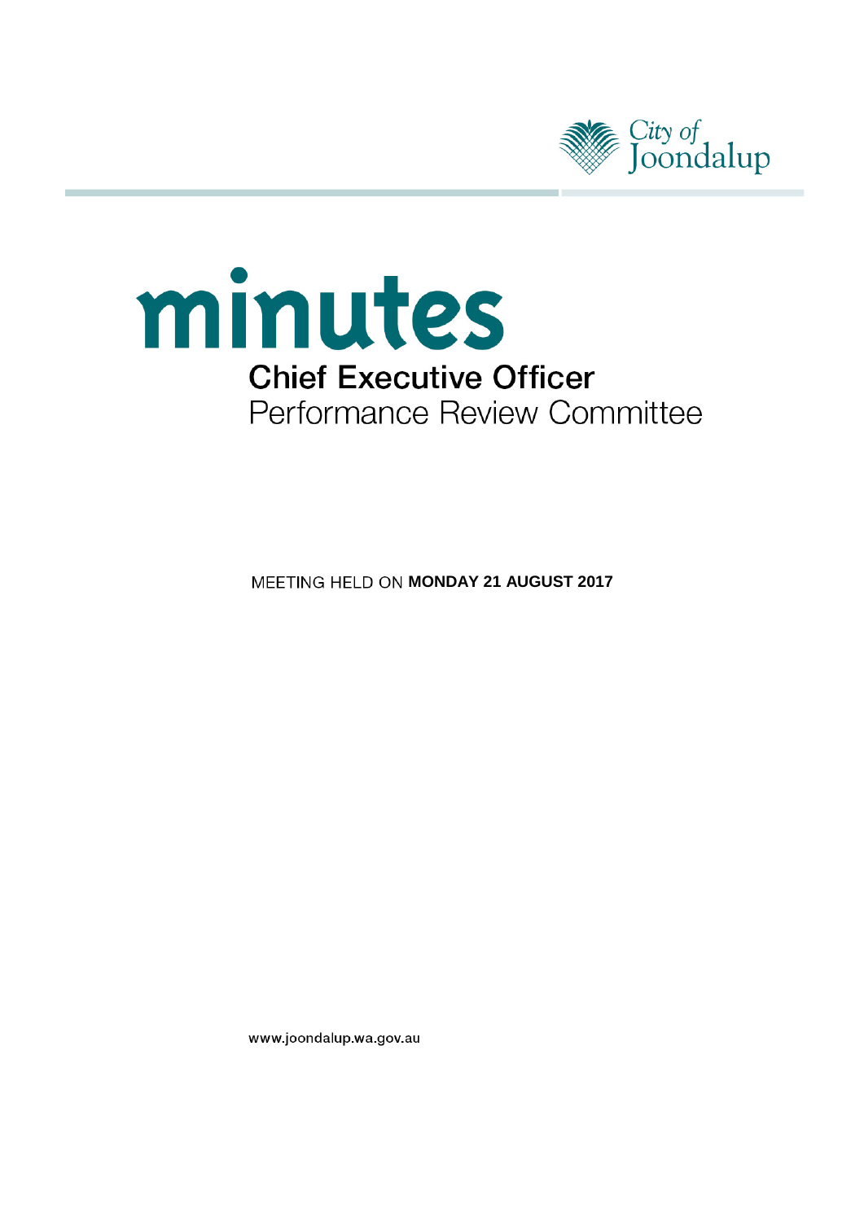City of Joondalup

# minutes

## Chief Executive Officer

Performance Review Committee

MEETING HELD ON **MONDAY 21 AUGUST 2017**

www.joondalup.wa.gov.au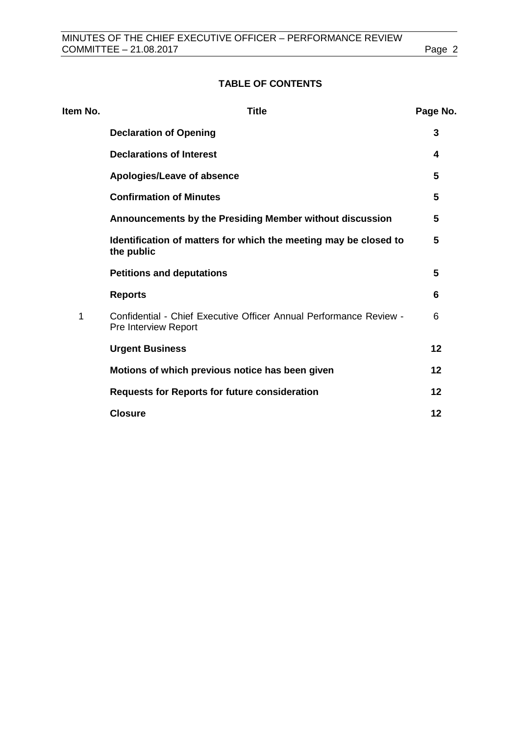## TABLE OF CONTENTS

| Item No. | Title | Page No. |
|---|---|---|
| | **Declaration of Opening** | **3** |
| | **Declarations of Interest** | **4** |
| | **Apologies/Leave of absence** | **5** |
| | **Confirmation of Minutes** | **5** |
| | **Announcements by the Presiding Member without discussion** | **5** |
| | **Identification of matters for which the meeting may be closed to the public** | **5** |
| | **Petitions and deputations** | **5** |
| | **Reports** | **6** |
| 1 | Confidential - Chief Executive Officer Annual Performance Review - Pre Interview Report | 6 |
| | **Urgent Business** | **12** |
| | **Motions of which previous notice has been given** | **12** |
| | **Requests for Reports for future consideration** | **12** |
| | **Closure** | **12** |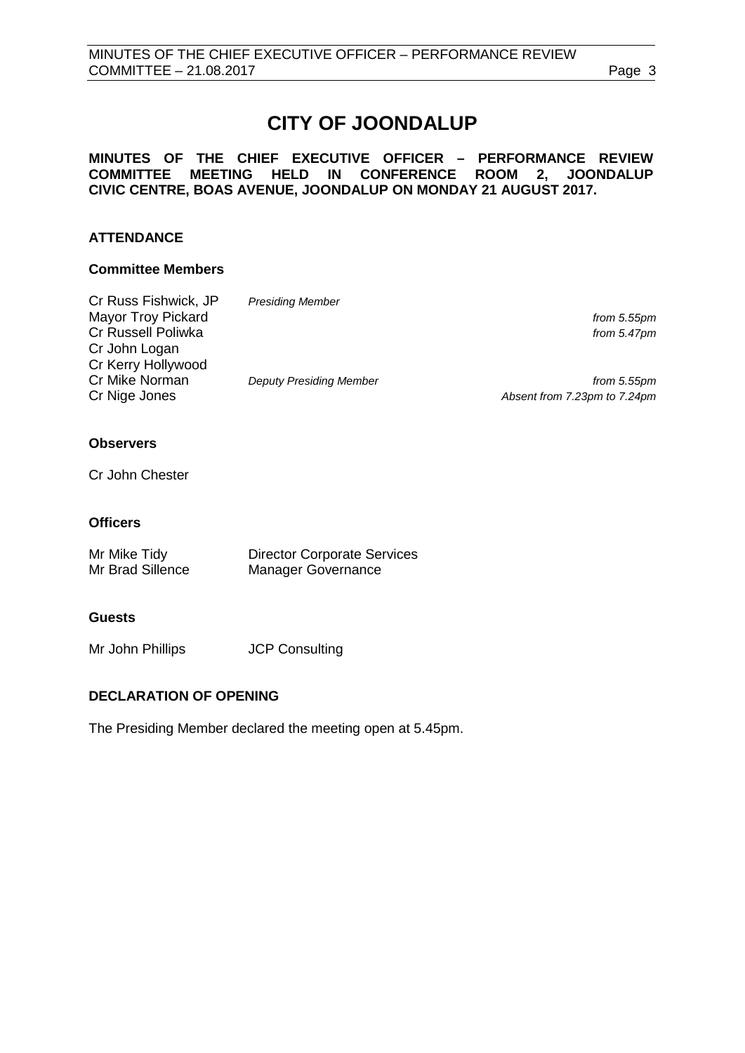# CITY OF JOONDALUP

**MINUTES OF THE CHIEF EXECUTIVE OFFICER – PERFORMANCE REVIEW COMMITTEE MEETING HELD IN CONFERENCE ROOM 2, JOONDALUP CIVIC CENTRE, BOAS AVENUE, JOONDALUP ON MONDAY 21 AUGUST 2017.**

## ATTENDANCE

### Committee Members

| | | |
|---|---|---|
| Cr Russ Fishwick, JP | *Presiding Member* | |
| Mayor Troy Pickard | | *from 5.55pm* |
| Cr Russell Poliwka | | *from 5.47pm* |
| Cr John Logan | | |
| Cr Kerry Hollywood | | |
| Cr Mike Norman | *Deputy Presiding Member* | *from 5.55pm* |
| Cr Nige Jones | | *Absent from 7.23pm to 7.24pm* |

### Observers

Cr John Chester

### Officers

| | |
|---|---|
| Mr Mike Tidy | Director Corporate Services |
| Mr Brad Sillence | Manager Governance |

### Guests

| | |
|---|---|
| Mr John Phillips | JCP Consulting |

## DECLARATION OF OPENING

The Presiding Member declared the meeting open at 5.45pm.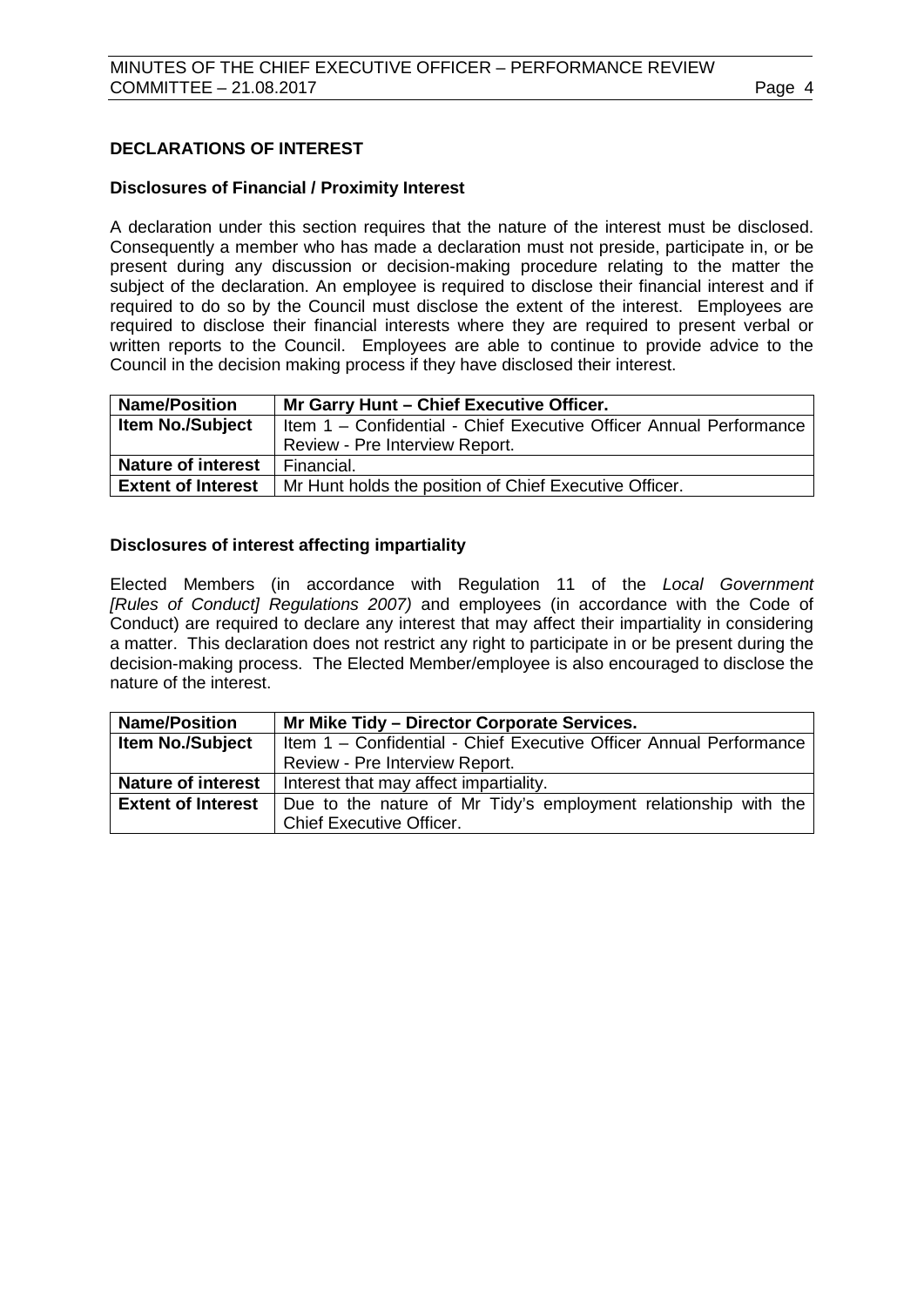## DECLARATIONS OF INTEREST

### Disclosures of Financial / Proximity Interest

A declaration under this section requires that the nature of the interest must be disclosed. Consequently a member who has made a declaration must not preside, participate in, or be present during any discussion or decision-making procedure relating to the matter the subject of the declaration. An employee is required to disclose their financial interest and if required to do so by the Council must disclose the extent of the interest. Employees are required to disclose their financial interests where they are required to present verbal or written reports to the Council. Employees are able to continue to provide advice to the Council in the decision making process if they have disclosed their interest.

| **Name/Position** | **Mr Garry Hunt – Chief Executive Officer.** |
|---|---|
| **Item No./Subject** | Item 1 – Confidential - Chief Executive Officer Annual Performance Review - Pre Interview Report. |
| **Nature of interest** | Financial. |
| **Extent of Interest** | Mr Hunt holds the position of Chief Executive Officer. |

### Disclosures of interest affecting impartiality

Elected Members (in accordance with Regulation 11 of the *Local Government [Rules of Conduct] Regulations 2007)* and employees (in accordance with the Code of Conduct) are required to declare any interest that may affect their impartiality in considering a matter. This declaration does not restrict any right to participate in or be present during the decision-making process. The Elected Member/employee is also encouraged to disclose the nature of the interest.

| **Name/Position** | **Mr Mike Tidy – Director Corporate Services.** |
|---|---|
| **Item No./Subject** | Item 1 – Confidential - Chief Executive Officer Annual Performance Review - Pre Interview Report. |
| **Nature of interest** | Interest that may affect impartiality. |
| **Extent of Interest** | Due to the nature of Mr Tidy's employment relationship with the Chief Executive Officer. |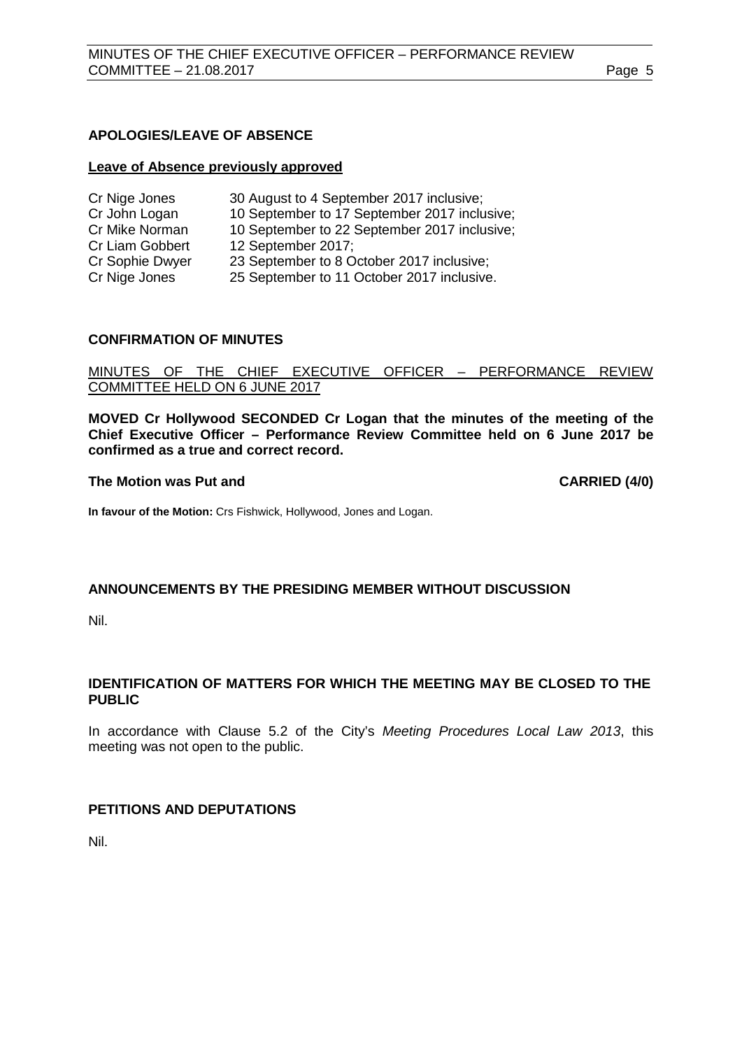## APOLOGIES/LEAVE OF ABSENCE

**Leave of Absence previously approved**

| | |
|---|---|
| Cr Nige Jones | 30 August to 4 September 2017 inclusive; |
| Cr John Logan | 10 September to 17 September 2017 inclusive; |
| Cr Mike Norman | 10 September to 22 September 2017 inclusive; |
| Cr Liam Gobbert | 12 September 2017; |
| Cr Sophie Dwyer | 23 September to 8 October 2017 inclusive; |
| Cr Nige Jones | 25 September to 11 October 2017 inclusive. |

## CONFIRMATION OF MINUTES

MINUTES OF THE CHIEF EXECUTIVE OFFICER – PERFORMANCE REVIEW COMMITTEE HELD ON 6 JUNE 2017

**MOVED Cr Hollywood SECONDED Cr Logan that the minutes of the meeting of the Chief Executive Officer – Performance Review Committee held on 6 June 2017 be confirmed as a true and correct record.**

**The Motion was Put and CARRIED (4/0)**

**In favour of the Motion:** Crs Fishwick, Hollywood, Jones and Logan.

## ANNOUNCEMENTS BY THE PRESIDING MEMBER WITHOUT DISCUSSION

Nil.

## IDENTIFICATION OF MATTERS FOR WHICH THE MEETING MAY BE CLOSED TO THE PUBLIC

In accordance with Clause 5.2 of the City's *Meeting Procedures Local Law 2013*, this meeting was not open to the public.

## PETITIONS AND DEPUTATIONS

Nil.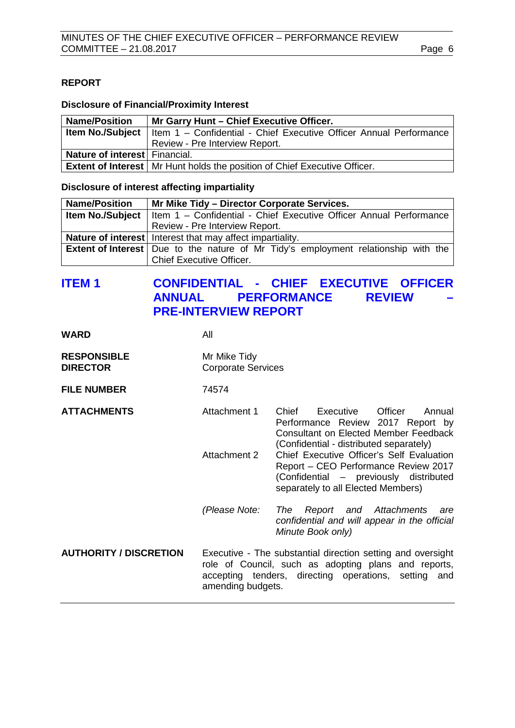**REPORT**

**Disclosure of Financial/Proximity Interest**

| **Name/Position** | **Mr Garry Hunt – Chief Executive Officer.** |
|---|---|
| **Item No./Subject** | Item 1 – Confidential - Chief Executive Officer Annual Performance Review - Pre Interview Report. |
| **Nature of interest** | Financial. |
| **Extent of Interest** | Mr Hunt holds the position of Chief Executive Officer. |

**Disclosure of interest affecting impartiality**

| **Name/Position** | **Mr Mike Tidy – Director Corporate Services.** |
|---|---|
| **Item No./Subject** | Item 1 – Confidential - Chief Executive Officer Annual Performance Review - Pre Interview Report. |
| **Nature of interest** | Interest that may affect impartiality. |
| **Extent of Interest** | Due to the nature of Mr Tidy's employment relationship with the Chief Executive Officer. |

## ITEM 1 CONFIDENTIAL - CHIEF EXECUTIVE OFFICER ANNUAL PERFORMANCE REVIEW – PRE-INTERVIEW REPORT

**WARD** All

**RESPONSIBLE DIRECTOR** Mr Mike Tidy
Corporate Services

**FILE NUMBER** 74574

**ATTACHMENTS**

Attachment 1 Chief Executive Officer Annual Performance Review 2017 Report by Consultant on Elected Member Feedback (Confidential - distributed separately)

Attachment 2 Chief Executive Officer's Self Evaluation Report – CEO Performance Review 2017 (Confidential – previously distributed separately to all Elected Members)

*(Please Note: The Report and Attachments are confidential and will appear in the official Minute Book only)*

**AUTHORITY / DISCRETION** Executive - The substantial direction setting and oversight role of Council, such as adopting plans and reports, accepting tenders, directing operations, setting and amending budgets.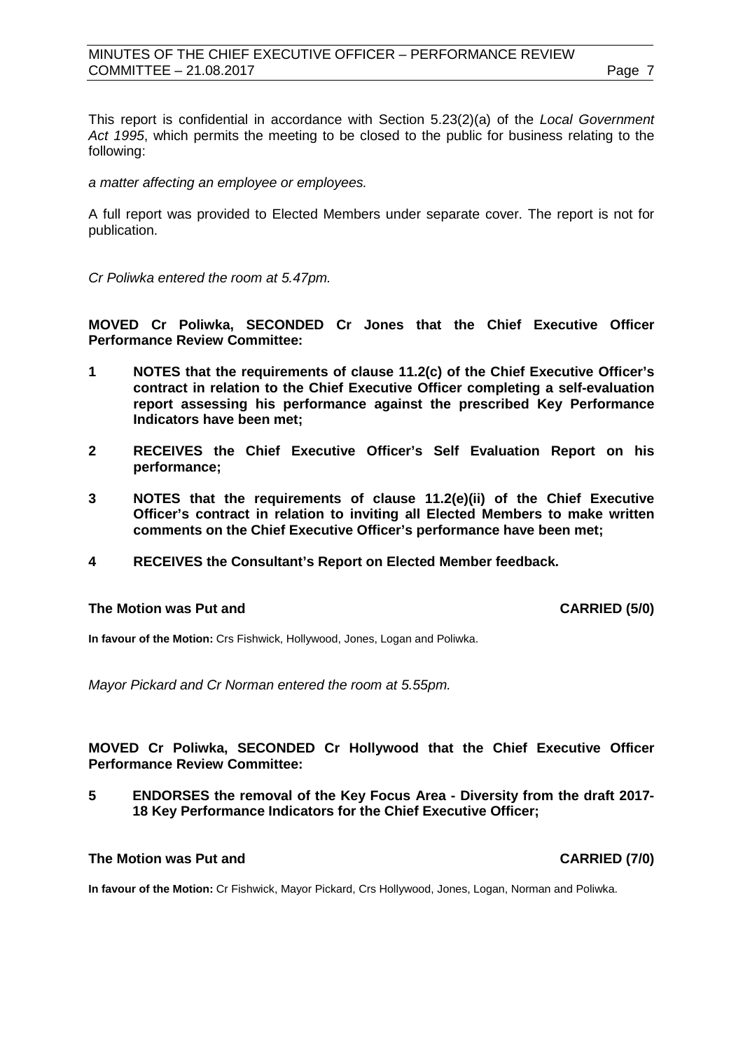This report is confidential in accordance with Section 5.23(2)(a) of the *Local Government Act 1995*, which permits the meeting to be closed to the public for business relating to the following:

*a matter affecting an employee or employees.*

A full report was provided to Elected Members under separate cover. The report is not for publication.

*Cr Poliwka entered the room at 5.47pm.*

**MOVED Cr Poliwka, SECONDED Cr Jones that the Chief Executive Officer Performance Review Committee:**

**1 NOTES that the requirements of clause 11.2(c) of the Chief Executive Officer's contract in relation to the Chief Executive Officer completing a self-evaluation report assessing his performance against the prescribed Key Performance Indicators have been met;**

**2 RECEIVES the Chief Executive Officer's Self Evaluation Report on his performance;**

**3 NOTES that the requirements of clause 11.2(e)(ii) of the Chief Executive Officer's contract in relation to inviting all Elected Members to make written comments on the Chief Executive Officer's performance have been met;**

**4 RECEIVES the Consultant's Report on Elected Member feedback.**

**The Motion was Put and CARRIED (5/0)**

**In favour of the Motion:** Crs Fishwick, Hollywood, Jones, Logan and Poliwka.

*Mayor Pickard and Cr Norman entered the room at 5.55pm.*

**MOVED Cr Poliwka, SECONDED Cr Hollywood that the Chief Executive Officer Performance Review Committee:**

**5 ENDORSES the removal of the Key Focus Area - Diversity from the draft 2017-18 Key Performance Indicators for the Chief Executive Officer;**

**The Motion was Put and CARRIED (7/0)**

**In favour of the Motion:** Cr Fishwick, Mayor Pickard, Crs Hollywood, Jones, Logan, Norman and Poliwka.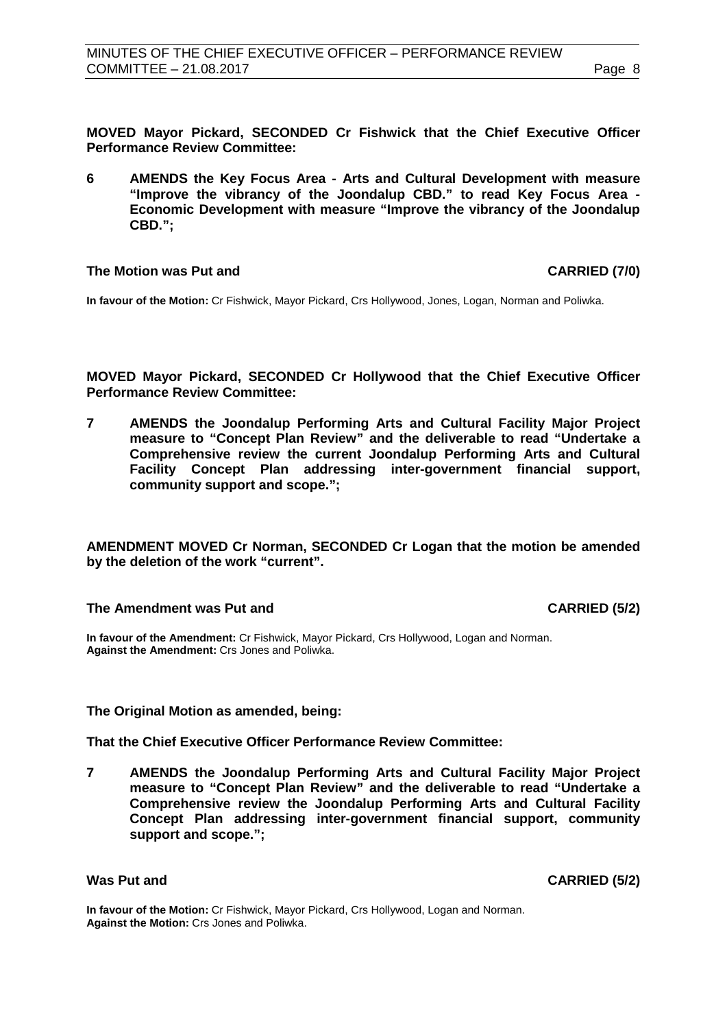**MOVED Mayor Pickard, SECONDED Cr Fishwick that the Chief Executive Officer Performance Review Committee:**

**6 AMENDS the Key Focus Area - Arts and Cultural Development with measure "Improve the vibrancy of the Joondalup CBD." to read Key Focus Area - Economic Development with measure "Improve the vibrancy of the Joondalup CBD.";**

**The Motion was Put and CARRIED (7/0)**

**In favour of the Motion:** Cr Fishwick, Mayor Pickard, Crs Hollywood, Jones, Logan, Norman and Poliwka.

**MOVED Mayor Pickard, SECONDED Cr Hollywood that the Chief Executive Officer Performance Review Committee:**

**7 AMENDS the Joondalup Performing Arts and Cultural Facility Major Project measure to "Concept Plan Review" and the deliverable to read "Undertake a Comprehensive review the current Joondalup Performing Arts and Cultural Facility Concept Plan addressing inter-government financial support, community support and scope.";**

**AMENDMENT MOVED Cr Norman, SECONDED Cr Logan that the motion be amended by the deletion of the work "current".**

**The Amendment was Put and CARRIED (5/2)**

**In favour of the Amendment:** Cr Fishwick, Mayor Pickard, Crs Hollywood, Logan and Norman.
**Against the Amendment:** Crs Jones and Poliwka.

**The Original Motion as amended, being:**

**That the Chief Executive Officer Performance Review Committee:**

**7 AMENDS the Joondalup Performing Arts and Cultural Facility Major Project measure to "Concept Plan Review" and the deliverable to read "Undertake a Comprehensive review the Joondalup Performing Arts and Cultural Facility Concept Plan addressing inter-government financial support, community support and scope.";**

**Was Put and CARRIED (5/2)**

**In favour of the Motion:** Cr Fishwick, Mayor Pickard, Crs Hollywood, Logan and Norman.
**Against the Motion:** Crs Jones and Poliwka.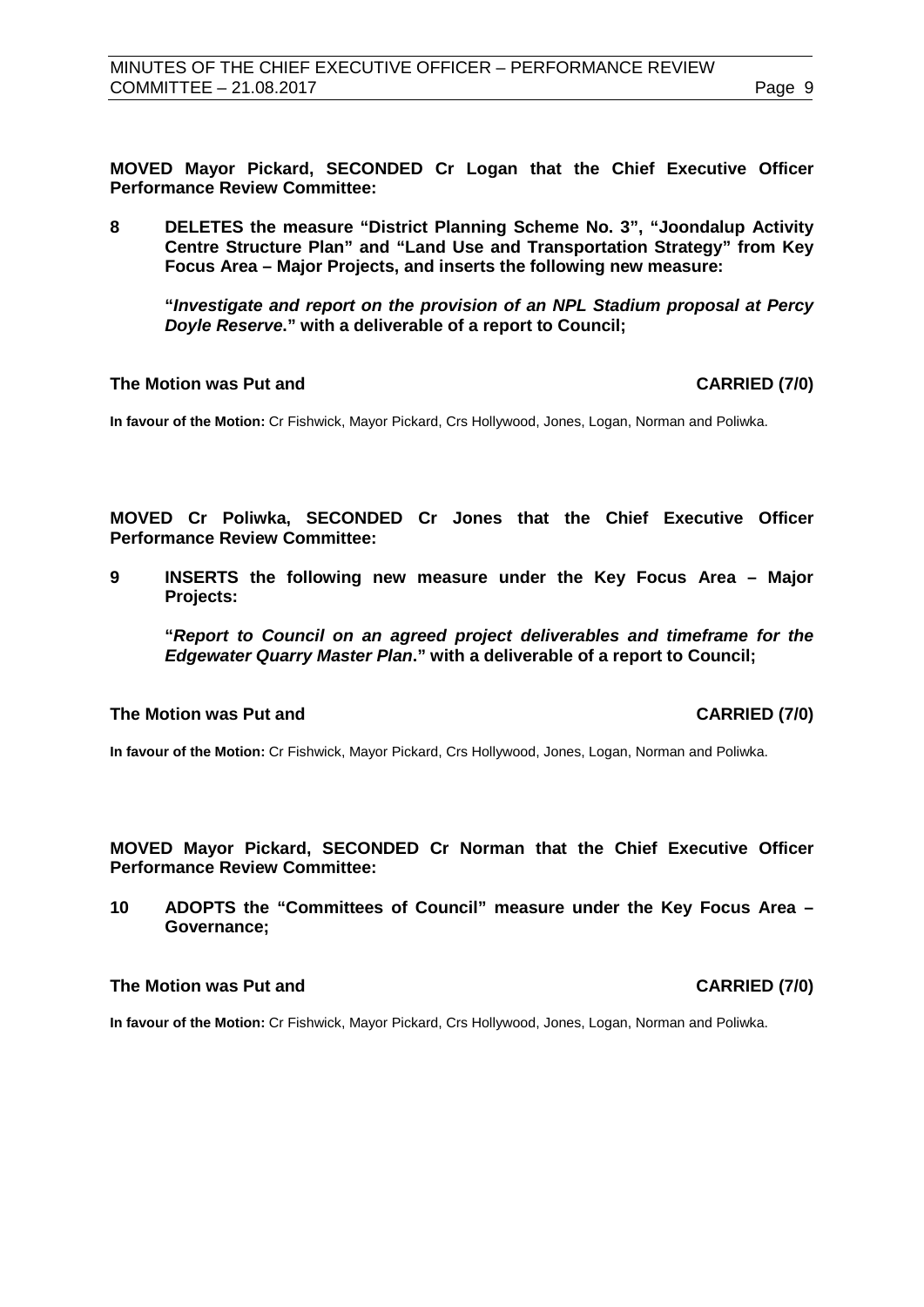**MOVED Mayor Pickard, SECONDED Cr Logan that the Chief Executive Officer Performance Review Committee:**

**8 DELETES the measure "District Planning Scheme No. 3", "Joondalup Activity Centre Structure Plan" and "Land Use and Transportation Strategy" from Key Focus Area – Major Projects, and inserts the following new measure:**

**"*Investigate and report on the provision of an NPL Stadium proposal at Percy Doyle Reserve*." with a deliverable of a report to Council;**

**The Motion was Put and CARRIED (7/0)**

**In favour of the Motion:** Cr Fishwick, Mayor Pickard, Crs Hollywood, Jones, Logan, Norman and Poliwka.

**MOVED Cr Poliwka, SECONDED Cr Jones that the Chief Executive Officer Performance Review Committee:**

**9 INSERTS the following new measure under the Key Focus Area – Major Projects:**

**"*Report to Council on an agreed project deliverables and timeframe for the Edgewater Quarry Master Plan*." with a deliverable of a report to Council;**

**The Motion was Put and CARRIED (7/0)**

**In favour of the Motion:** Cr Fishwick, Mayor Pickard, Crs Hollywood, Jones, Logan, Norman and Poliwka.

**MOVED Mayor Pickard, SECONDED Cr Norman that the Chief Executive Officer Performance Review Committee:**

**10 ADOPTS the "Committees of Council" measure under the Key Focus Area – Governance;**

**The Motion was Put and CARRIED (7/0)**

**In favour of the Motion:** Cr Fishwick, Mayor Pickard, Crs Hollywood, Jones, Logan, Norman and Poliwka.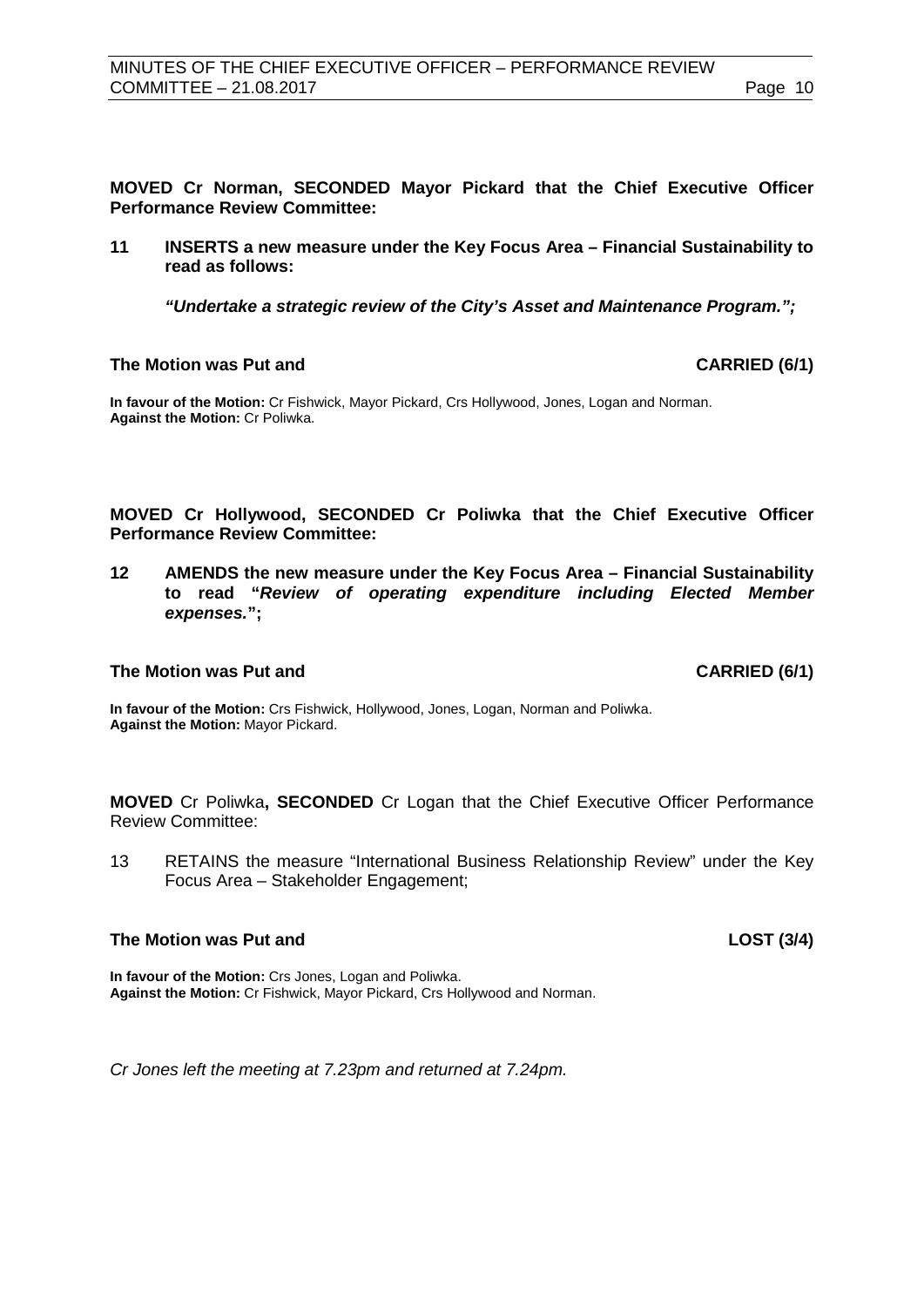**MOVED Cr Norman, SECONDED Mayor Pickard that the Chief Executive Officer Performance Review Committee:**

**11 INSERTS a new measure under the Key Focus Area – Financial Sustainability to read as follows:**

***"Undertake a strategic review of the City's Asset and Maintenance Program.";***

**The Motion was Put and CARRIED (6/1)**

**In favour of the Motion:** Cr Fishwick, Mayor Pickard, Crs Hollywood, Jones, Logan and Norman.
**Against the Motion:** Cr Poliwka.

**MOVED Cr Hollywood, SECONDED Cr Poliwka that the Chief Executive Officer Performance Review Committee:**

**12 AMENDS the new measure under the Key Focus Area – Financial Sustainability to read "*Review of operating expenditure including Elected Member expenses.*";**

**The Motion was Put and CARRIED (6/1)**

**In favour of the Motion:** Crs Fishwick, Hollywood, Jones, Logan, Norman and Poliwka.
**Against the Motion:** Mayor Pickard.

**MOVED** Cr Poliwka**, SECONDED** Cr Logan that the Chief Executive Officer Performance Review Committee:

13 RETAINS the measure "International Business Relationship Review" under the Key Focus Area – Stakeholder Engagement;

**The Motion was Put and LOST (3/4)**

**In favour of the Motion:** Crs Jones, Logan and Poliwka.
**Against the Motion:** Cr Fishwick, Mayor Pickard, Crs Hollywood and Norman.

*Cr Jones left the meeting at 7.23pm and returned at 7.24pm.*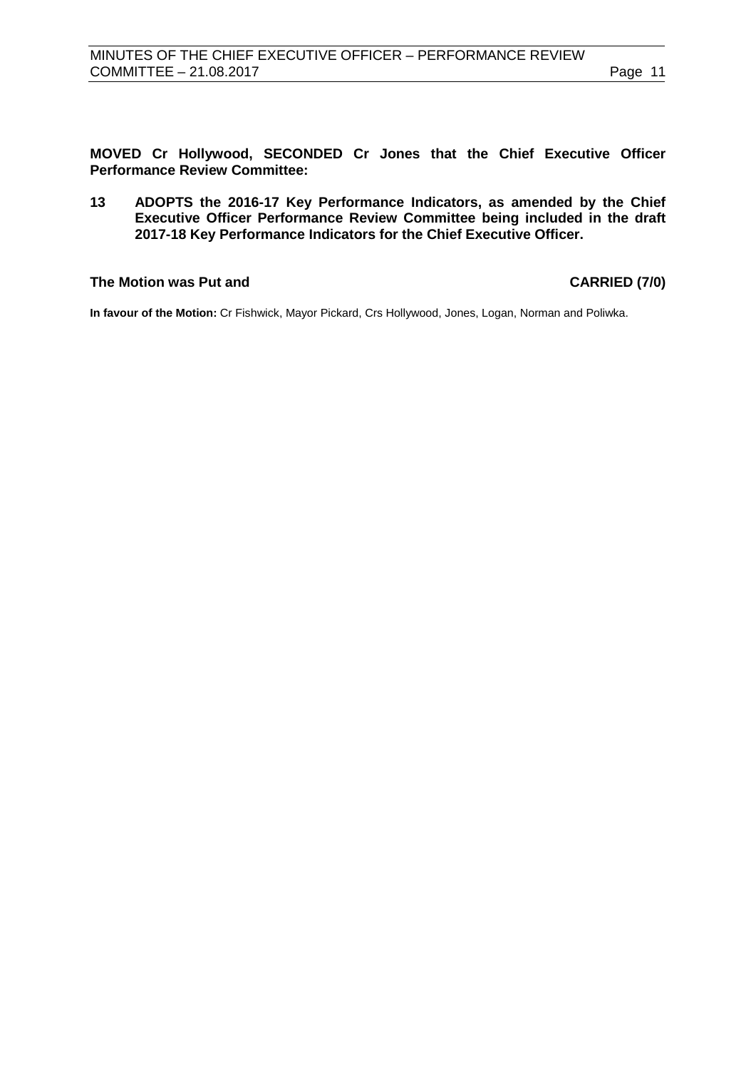**MOVED Cr Hollywood, SECONDED Cr Jones that the Chief Executive Officer Performance Review Committee:**

**13 ADOPTS the 2016-17 Key Performance Indicators, as amended by the Chief Executive Officer Performance Review Committee being included in the draft 2017-18 Key Performance Indicators for the Chief Executive Officer.**

**The Motion was Put and CARRIED (7/0)**

**In favour of the Motion:** Cr Fishwick, Mayor Pickard, Crs Hollywood, Jones, Logan, Norman and Poliwka.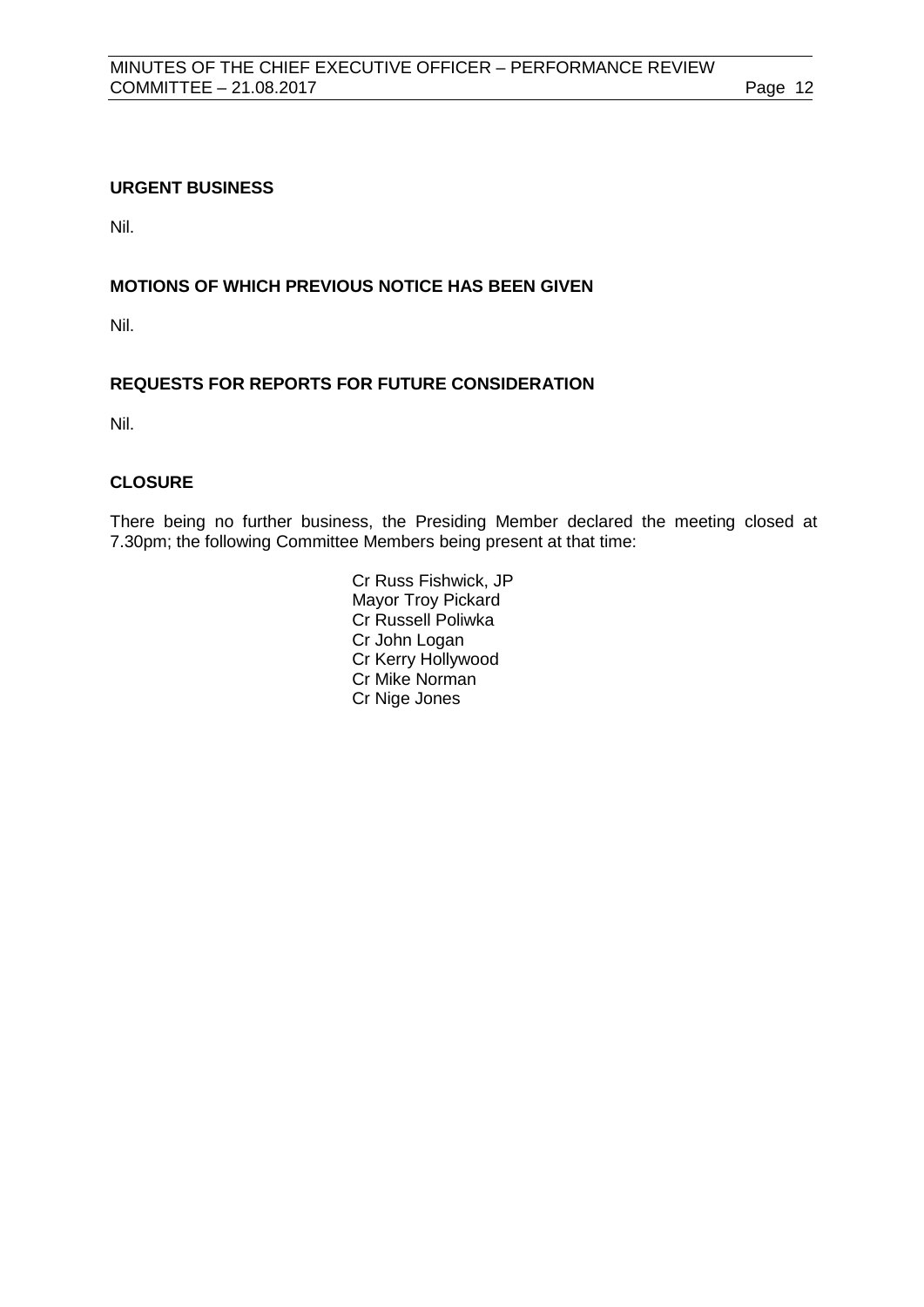## URGENT BUSINESS

Nil.

## MOTIONS OF WHICH PREVIOUS NOTICE HAS BEEN GIVEN

Nil.

## REQUESTS FOR REPORTS FOR FUTURE CONSIDERATION

Nil.

## CLOSURE

There being no further business, the Presiding Member declared the meeting closed at 7.30pm; the following Committee Members being present at that time:

Cr Russ Fishwick, JP
Mayor Troy Pickard
Cr Russell Poliwka
Cr John Logan
Cr Kerry Hollywood
Cr Mike Norman
Cr Nige Jones